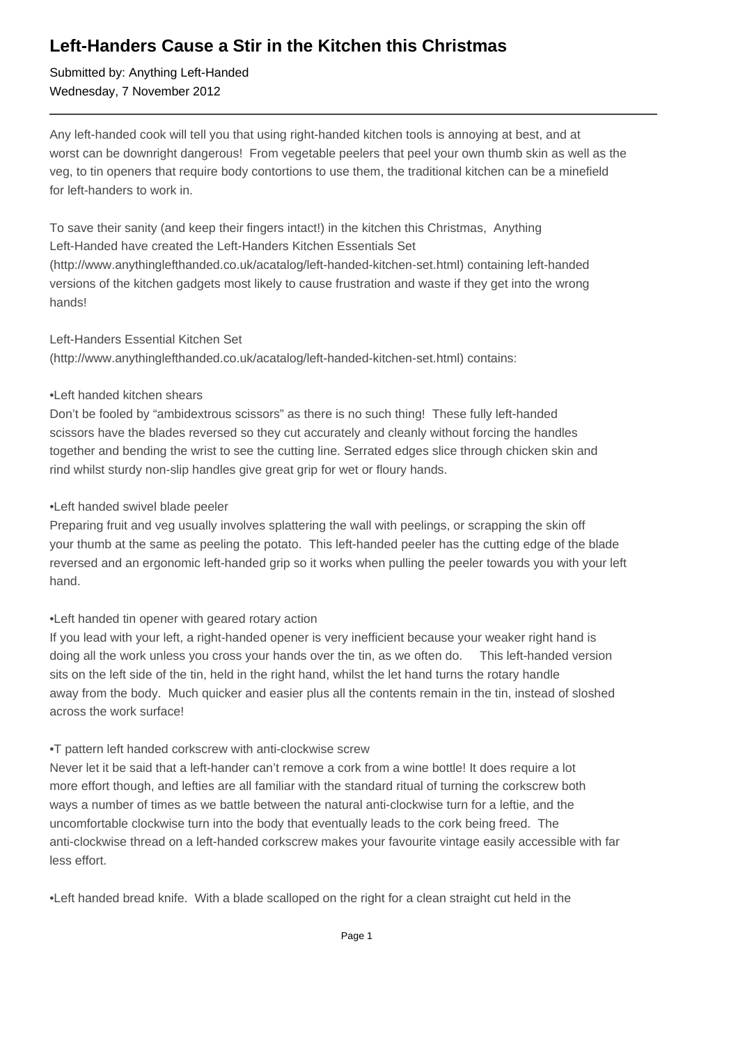# Left-Handers Cause a Stir in the Kitchen this Christmas

Submitted by: Anything Left-Handed
Wednesday, 7 November 2012

---

Any left-handed cook will tell you that using right-handed kitchen tools is annoying at best, and at worst can be downright dangerous! From vegetable peelers that peel your own thumb skin as well as the veg, to tin openers that require body contortions to use them, the traditional kitchen can be a minefield for left-handers to work in.

To save their sanity (and keep their fingers intact!) in the kitchen this Christmas, Anything Left-Handed have created the Left-Handers Kitchen Essentials Set (http://www.anythinglefthanded.co.uk/acatalog/left-handed-kitchen-set.html) containing left-handed versions of the kitchen gadgets most likely to cause frustration and waste if they get into the wrong hands!

Left-Handers Essential Kitchen Set (http://www.anythinglefthanded.co.uk/acatalog/left-handed-kitchen-set.html) contains:

•Left handed kitchen shears
Don't be fooled by "ambidextrous scissors" as there is no such thing! These fully left-handed scissors have the blades reversed so they cut accurately and cleanly without forcing the handles together and bending the wrist to see the cutting line. Serrated edges slice through chicken skin and rind whilst sturdy non-slip handles give great grip for wet or floury hands.

•Left handed swivel blade peeler
Preparing fruit and veg usually involves splattering the wall with peelings, or scrapping the skin off your thumb at the same as peeling the potato. This left-handed peeler has the cutting edge of the blade reversed and an ergonomic left-handed grip so it works when pulling the peeler towards you with your left hand.

•Left handed tin opener with geared rotary action
If you lead with your left, a right-handed opener is very inefficient because your weaker right hand is doing all the work unless you cross your hands over the tin, as we often do. This left-handed version sits on the left side of the tin, held in the right hand, whilst the let hand turns the rotary handle away from the body. Much quicker and easier plus all the contents remain in the tin, instead of sloshed across the work surface!

•T pattern left handed corkscrew with anti-clockwise screw
Never let it be said that a left-hander can't remove a cork from a wine bottle! It does require a lot more effort though, and lefties are all familiar with the standard ritual of turning the corkscrew both ways a number of times as we battle between the natural anti-clockwise turn for a leftie, and the uncomfortable clockwise turn into the body that eventually leads to the cork being freed. The anti-clockwise thread on a left-handed corkscrew makes your favourite vintage easily accessible with far less effort.

•Left handed bread knife. With a blade scalloped on the right for a clean straight cut held in the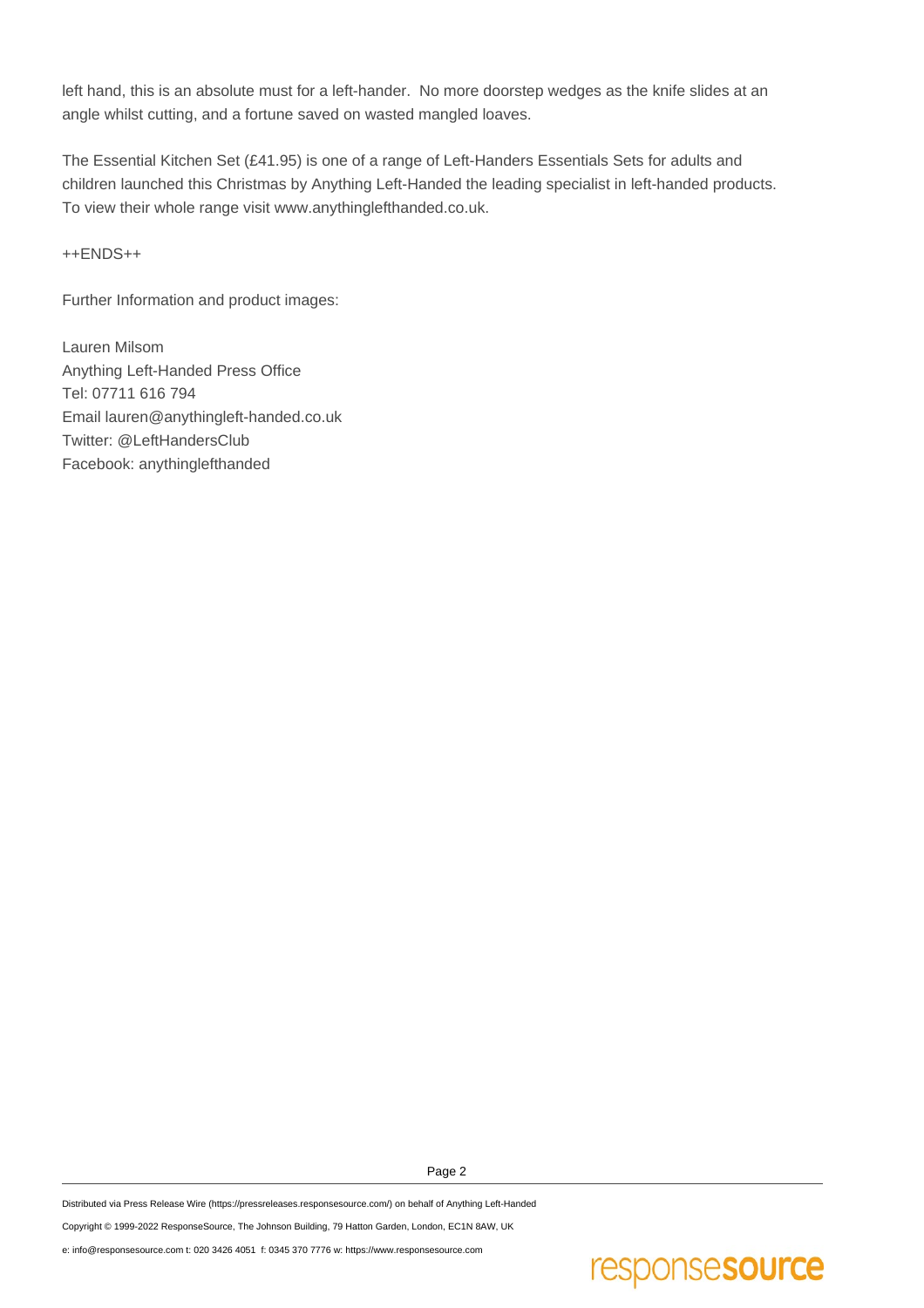left hand, this is an absolute must for a left-hander. No more doorstep wedges as the knife slides at an angle whilst cutting, and a fortune saved on wasted mangled loaves.

The Essential Kitchen Set (£41.95) is one of a range of Left-Handers Essentials Sets for adults and children launched this Christmas by Anything Left-Handed the leading specialist in left-handed products. To view their whole range visit www.anythinglefthanded.co.uk.

++ENDS++

Further Information and product images:

Lauren Milsom
Anything Left-Handed Press Office
Tel: 07711 616 794
Email lauren@anythingleft-handed.co.uk
Twitter: @LeftHandersClub
Facebook: anythinglefthanded

Distributed via Press Release Wire (https://pressreleases.responsesource.com/) on behalf of Anything Left-Handed

Copyright © 1999-2022 ResponseSource, The Johnson Building, 79 Hatton Garden, London, EC1N 8AW, UK

e: info@responsesource.com t: 020 3426 4051 f: 0345 370 7776 w: https://www.responsesource.com